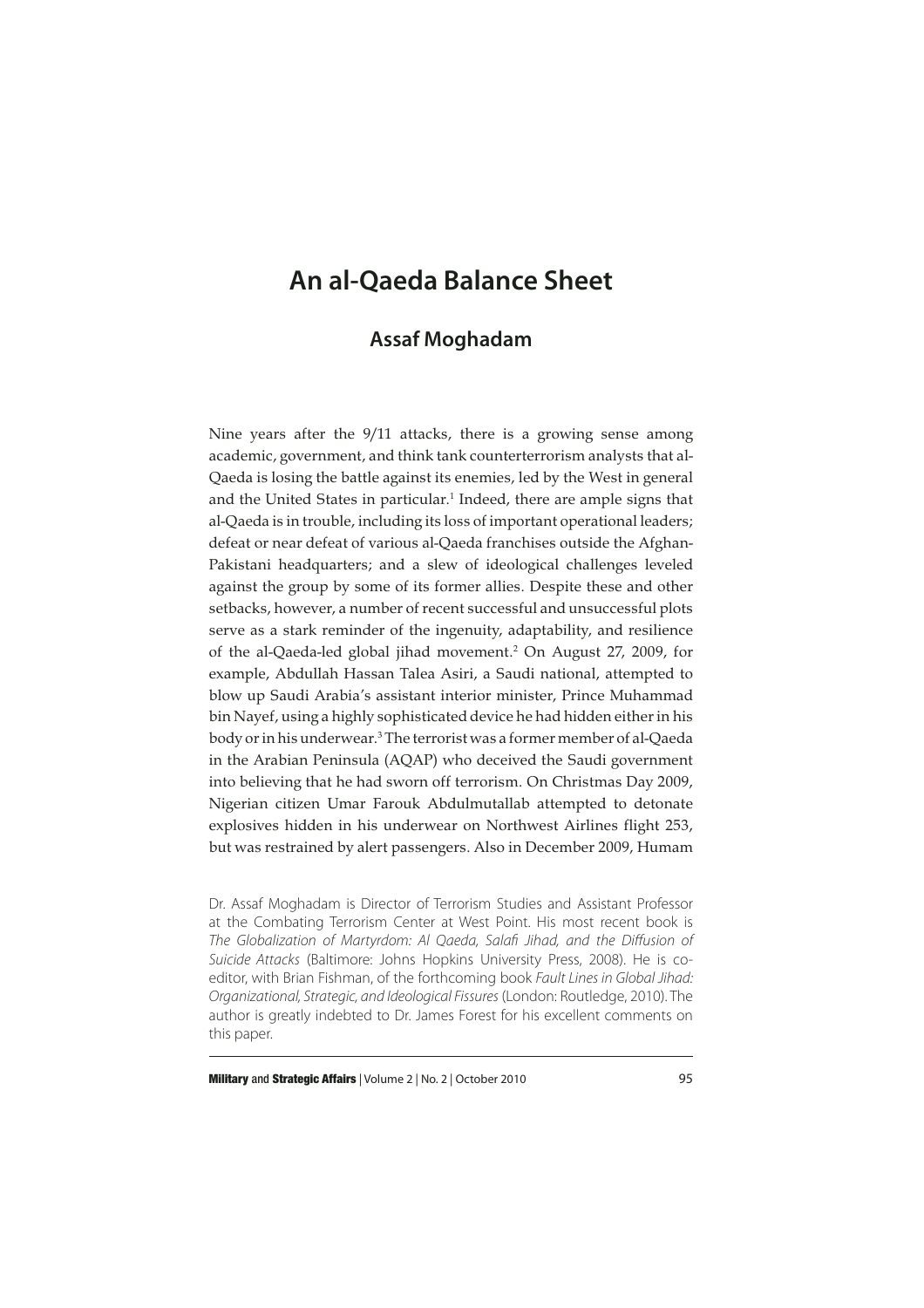# An al-Qaeda Balance Sheet

## Assaf Moghadam

Nine years after the 9/11 attacks, there is a growing sense among academic, government, and think tank counterterrorism analysts that al-Qaeda is losing the battle against its enemies, led by the West in general and the United States in particular.[1] Indeed, there are ample signs that al-Qaeda is in trouble, including its loss of important operational leaders; defeat or near defeat of various al-Qaeda franchises outside the Afghan-Pakistani headquarters; and a slew of ideological challenges leveled against the group by some of its former allies. Despite these and other setbacks, however, a number of recent successful and unsuccessful plots serve as a stark reminder of the ingenuity, adaptability, and resilience of the al-Qaeda-led global jihad movement.[2] On August 27, 2009, for example, Abdullah Hassan Talea Asiri, a Saudi national, attempted to blow up Saudi Arabia's assistant interior minister, Prince Muhammad bin Nayef, using a highly sophisticated device he had hidden either in his body or in his underwear.[3] The terrorist was a former member of al-Qaeda in the Arabian Peninsula (AQAP) who deceived the Saudi government into believing that he had sworn off terrorism. On Christmas Day 2009, Nigerian citizen Umar Farouk Abdulmutallab attempted to detonate explosives hidden in his underwear on Northwest Airlines flight 253, but was restrained by alert passengers. Also in December 2009, Humam

Dr. Assaf Moghadam is Director of Terrorism Studies and Assistant Professor at the Combating Terrorism Center at West Point. His most recent book is *The Globalization of Martyrdom: Al Qaeda, Salafi Jihad, and the Diffusion of Suicide Attacks* (Baltimore: Johns Hopkins University Press, 2008). He is co-editor, with Brian Fishman, of the forthcoming book *Fault Lines in Global Jihad: Organizational, Strategic, and Ideological Fissures* (London: Routledge, 2010). The author is greatly indebted to Dr. James Forest for his excellent comments on this paper.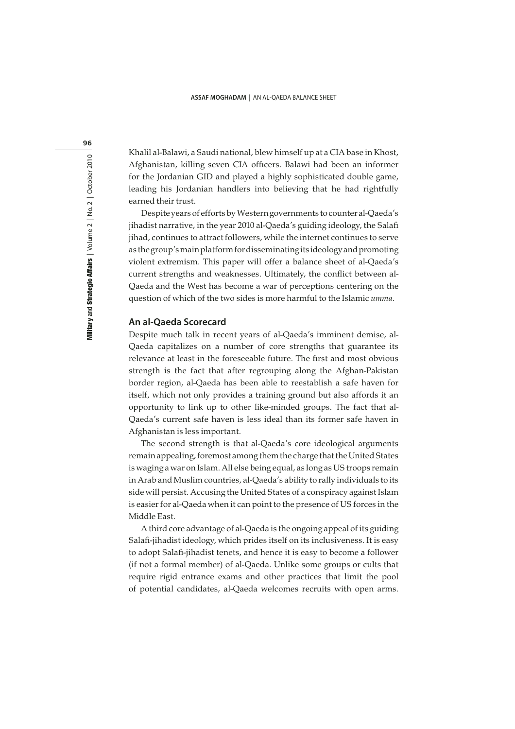Khalil al-Balawi, a Saudi national, blew himself up at a CIA base in Khost, Afghanistan, killing seven CIA officers. Balawi had been an informer for the Jordanian GID and played a highly sophisticated double game, leading his Jordanian handlers into believing that he had rightfully earned their trust.

Despite years of efforts by Western governments to counter al-Qaeda's jihadist narrative, in the year 2010 al-Qaeda's guiding ideology, the Salafi jihad, continues to attract followers, while the internet continues to serve as the group's main platform for disseminating its ideology and promoting violent extremism. This paper will offer a balance sheet of al-Qaeda's current strengths and weaknesses. Ultimately, the conflict between al-Qaeda and the West has become a war of perceptions centering on the question of which of the two sides is more harmful to the Islamic *umma*.

## An al-Qaeda Scorecard

Despite much talk in recent years of al-Qaeda's imminent demise, al-Qaeda capitalizes on a number of core strengths that guarantee its relevance at least in the foreseeable future. The first and most obvious strength is the fact that after regrouping along the Afghan-Pakistan border region, al-Qaeda has been able to reestablish a safe haven for itself, which not only provides a training ground but also affords it an opportunity to link up to other like-minded groups. The fact that al-Qaeda's current safe haven is less ideal than its former safe haven in Afghanistan is less important.

The second strength is that al-Qaeda's core ideological arguments remain appealing, foremost among them the charge that the United States is waging a war on Islam. All else being equal, as long as US troops remain in Arab and Muslim countries, al-Qaeda's ability to rally individuals to its side will persist. Accusing the United States of a conspiracy against Islam is easier for al-Qaeda when it can point to the presence of US forces in the Middle East.

A third core advantage of al-Qaeda is the ongoing appeal of its guiding Salafi-jihadist ideology, which prides itself on its inclusiveness. It is easy to adopt Salafi-jihadist tenets, and hence it is easy to become a follower (if not a formal member) of al-Qaeda. Unlike some groups or cults that require rigid entrance exams and other practices that limit the pool of potential candidates, al-Qaeda welcomes recruits with open arms.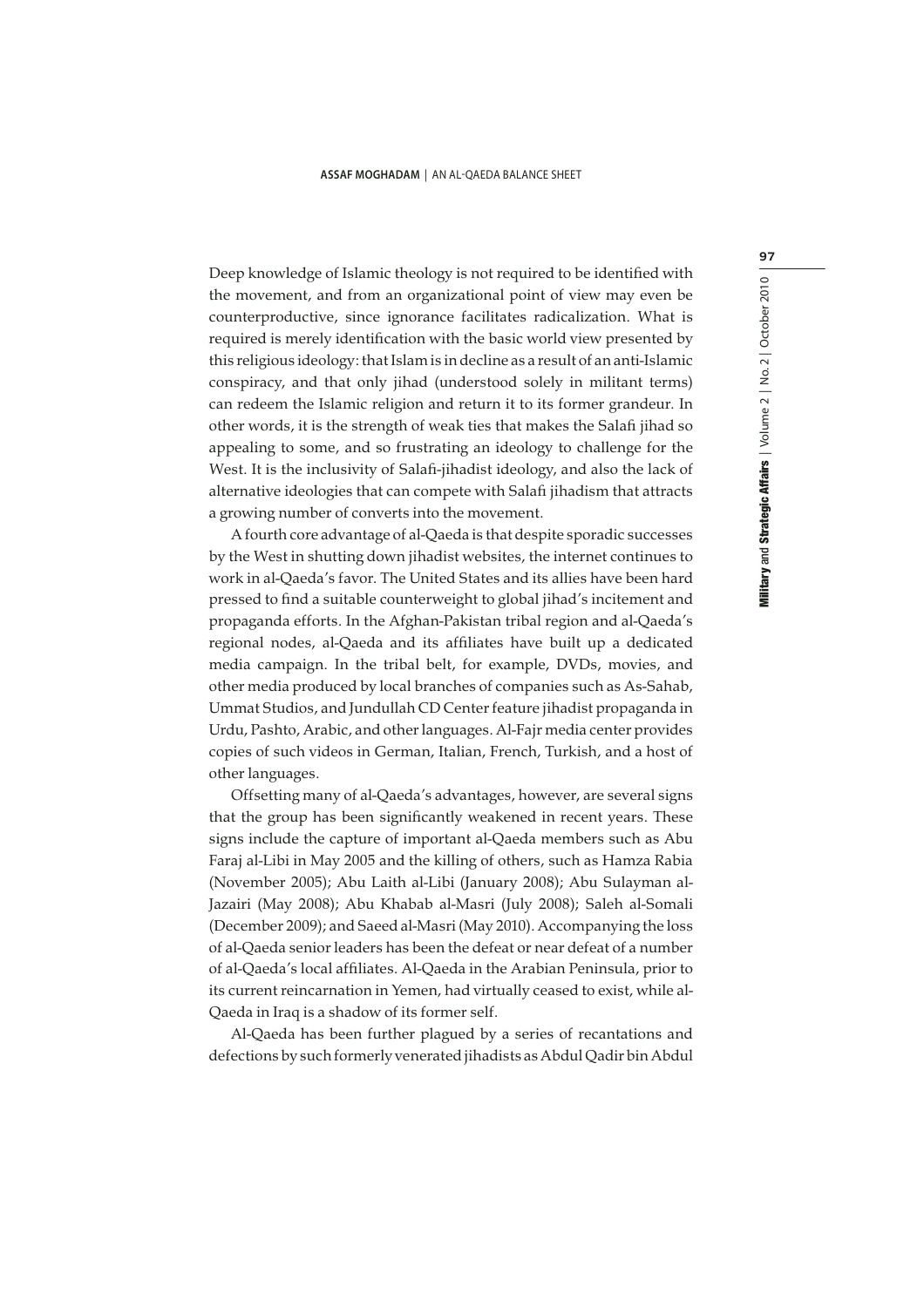Deep knowledge of Islamic theology is not required to be identified with the movement, and from an organizational point of view may even be counterproductive, since ignorance facilitates radicalization. What is required is merely identification with the basic world view presented by this religious ideology: that Islam is in decline as a result of an anti-Islamic conspiracy, and that only jihad (understood solely in militant terms) can redeem the Islamic religion and return it to its former grandeur. In other words, it is the strength of weak ties that makes the Salafi jihad so appealing to some, and so frustrating an ideology to challenge for the West. It is the inclusivity of Salafi-jihadist ideology, and also the lack of alternative ideologies that can compete with Salafi jihadism that attracts a growing number of converts into the movement.

A fourth core advantage of al-Qaeda is that despite sporadic successes by the West in shutting down jihadist websites, the internet continues to work in al-Qaeda's favor. The United States and its allies have been hard pressed to find a suitable counterweight to global jihad's incitement and propaganda efforts. In the Afghan-Pakistan tribal region and al-Qaeda's regional nodes, al-Qaeda and its affiliates have built up a dedicated media campaign. In the tribal belt, for example, DVDs, movies, and other media produced by local branches of companies such as As-Sahab, Ummat Studios, and Jundullah CD Center feature jihadist propaganda in Urdu, Pashto, Arabic, and other languages. Al-Fajr media center provides copies of such videos in German, Italian, French, Turkish, and a host of other languages.

Offsetting many of al-Qaeda's advantages, however, are several signs that the group has been significantly weakened in recent years. These signs include the capture of important al-Qaeda members such as Abu Faraj al-Libi in May 2005 and the killing of others, such as Hamza Rabia (November 2005); Abu Laith al-Libi (January 2008); Abu Sulayman al-Jazairi (May 2008); Abu Khabab al-Masri (July 2008); Saleh al-Somali (December 2009); and Saeed al-Masri (May 2010). Accompanying the loss of al-Qaeda senior leaders has been the defeat or near defeat of a number of al-Qaeda's local affiliates. Al-Qaeda in the Arabian Peninsula, prior to its current reincarnation in Yemen, had virtually ceased to exist, while al-Qaeda in Iraq is a shadow of its former self.

Al-Qaeda has been further plagued by a series of recantations and defections by such formerly venerated jihadists as Abdul Qadir bin Abdul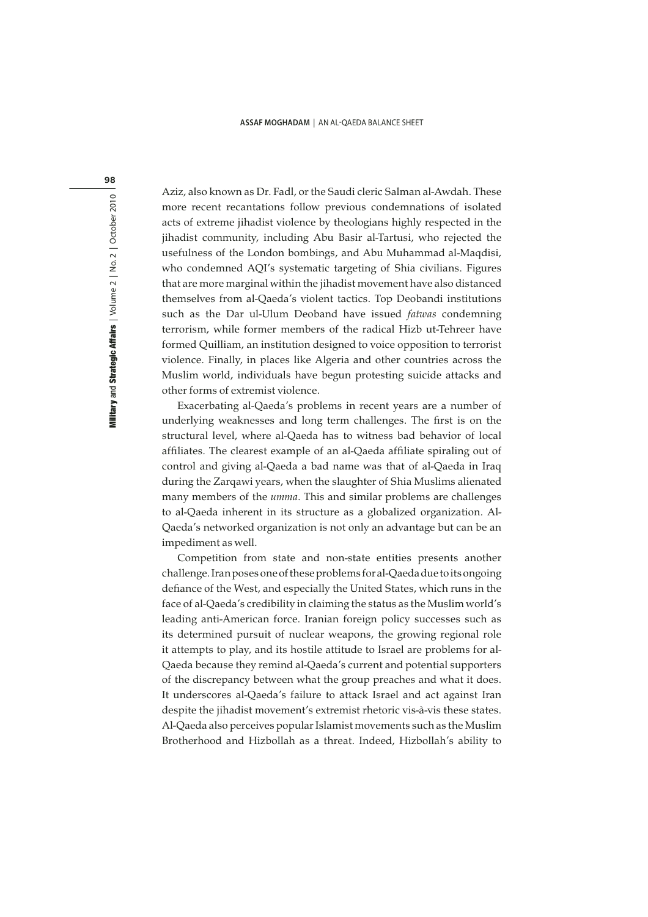Aziz, also known as Dr. Fadl, or the Saudi cleric Salman al-Awdah. These more recent recantations follow previous condemnations of isolated acts of extreme jihadist violence by theologians highly respected in the jihadist community, including Abu Basir al-Tartusi, who rejected the usefulness of the London bombings, and Abu Muhammad al-Maqdisi, who condemned AQI's systematic targeting of Shia civilians. Figures that are more marginal within the jihadist movement have also distanced themselves from al-Qaeda's violent tactics. Top Deobandi institutions such as the Dar ul-Ulum Deoband have issued *fatwas* condemning terrorism, while former members of the radical Hizb ut-Tehreer have formed Quilliam, an institution designed to voice opposition to terrorist violence. Finally, in places like Algeria and other countries across the Muslim world, individuals have begun protesting suicide attacks and other forms of extremist violence.

Exacerbating al-Qaeda's problems in recent years are a number of underlying weaknesses and long term challenges. The first is on the structural level, where al-Qaeda has to witness bad behavior of local affiliates. The clearest example of an al-Qaeda affiliate spiraling out of control and giving al-Qaeda a bad name was that of al-Qaeda in Iraq during the Zarqawi years, when the slaughter of Shia Muslims alienated many members of the *umma*. This and similar problems are challenges to al-Qaeda inherent in its structure as a globalized organization. Al-Qaeda's networked organization is not only an advantage but can be an impediment as well.

Competition from state and non-state entities presents another challenge. Iran poses one of these problems for al-Qaeda due to its ongoing defiance of the West, and especially the United States, which runs in the face of al-Qaeda's credibility in claiming the status as the Muslim world's leading anti-American force. Iranian foreign policy successes such as its determined pursuit of nuclear weapons, the growing regional role it attempts to play, and its hostile attitude to Israel are problems for al-Qaeda because they remind al-Qaeda's current and potential supporters of the discrepancy between what the group preaches and what it does. It underscores al-Qaeda's failure to attack Israel and act against Iran despite the jihadist movement's extremist rhetoric vis-à-vis these states. Al-Qaeda also perceives popular Islamist movements such as the Muslim Brotherhood and Hizbollah as a threat. Indeed, Hizbollah's ability to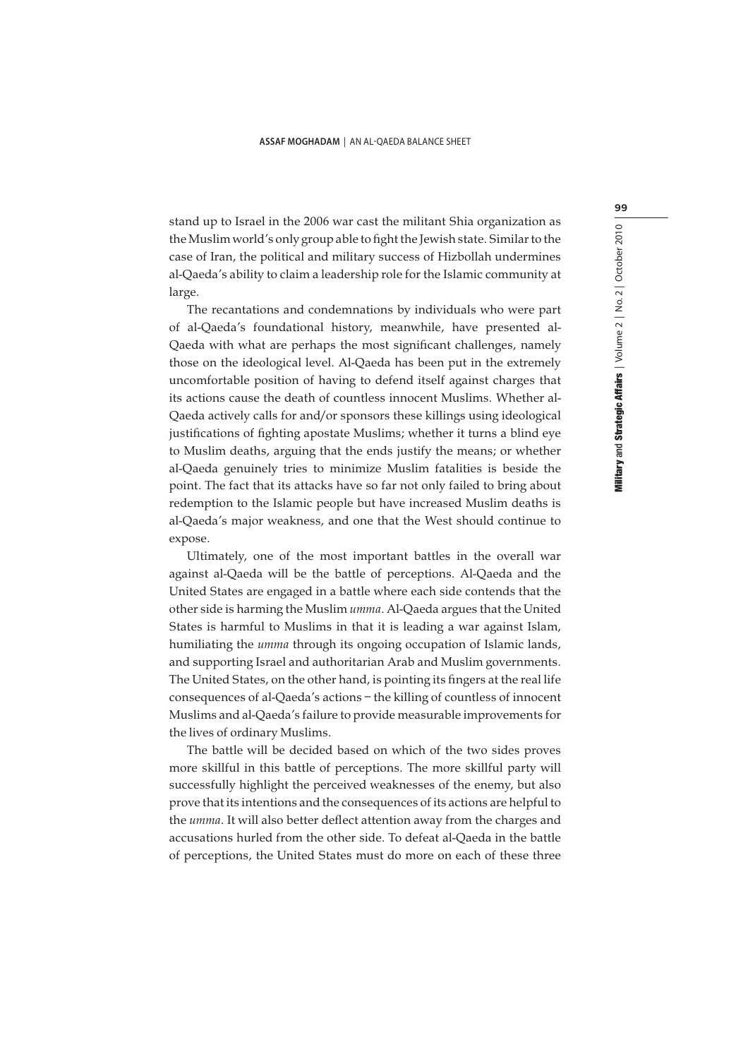stand up to Israel in the 2006 war cast the militant Shia organization as the Muslim world's only group able to fight the Jewish state. Similar to the case of Iran, the political and military success of Hizbollah undermines al-Qaeda's ability to claim a leadership role for the Islamic community at large.

The recantations and condemnations by individuals who were part of al-Qaeda's foundational history, meanwhile, have presented al-Qaeda with what are perhaps the most significant challenges, namely those on the ideological level. Al-Qaeda has been put in the extremely uncomfortable position of having to defend itself against charges that its actions cause the death of countless innocent Muslims. Whether al-Qaeda actively calls for and/or sponsors these killings using ideological justifications of fighting apostate Muslims; whether it turns a blind eye to Muslim deaths, arguing that the ends justify the means; or whether al-Qaeda genuinely tries to minimize Muslim fatalities is beside the point. The fact that its attacks have so far not only failed to bring about redemption to the Islamic people but have increased Muslim deaths is al-Qaeda's major weakness, and one that the West should continue to expose.

Ultimately, one of the most important battles in the overall war against al-Qaeda will be the battle of perceptions. Al-Qaeda and the United States are engaged in a battle where each side contends that the other side is harming the Muslim *umma*. Al-Qaeda argues that the United States is harmful to Muslims in that it is leading a war against Islam, humiliating the *umma* through its ongoing occupation of Islamic lands, and supporting Israel and authoritarian Arab and Muslim governments. The United States, on the other hand, is pointing its fingers at the real life consequences of al-Qaeda's actions – the killing of countless of innocent Muslims and al-Qaeda's failure to provide measurable improvements for the lives of ordinary Muslims.

The battle will be decided based on which of the two sides proves more skillful in this battle of perceptions. The more skillful party will successfully highlight the perceived weaknesses of the enemy, but also prove that its intentions and the consequences of its actions are helpful to the *umma*. It will also better deflect attention away from the charges and accusations hurled from the other side. To defeat al-Qaeda in the battle of perceptions, the United States must do more on each of these three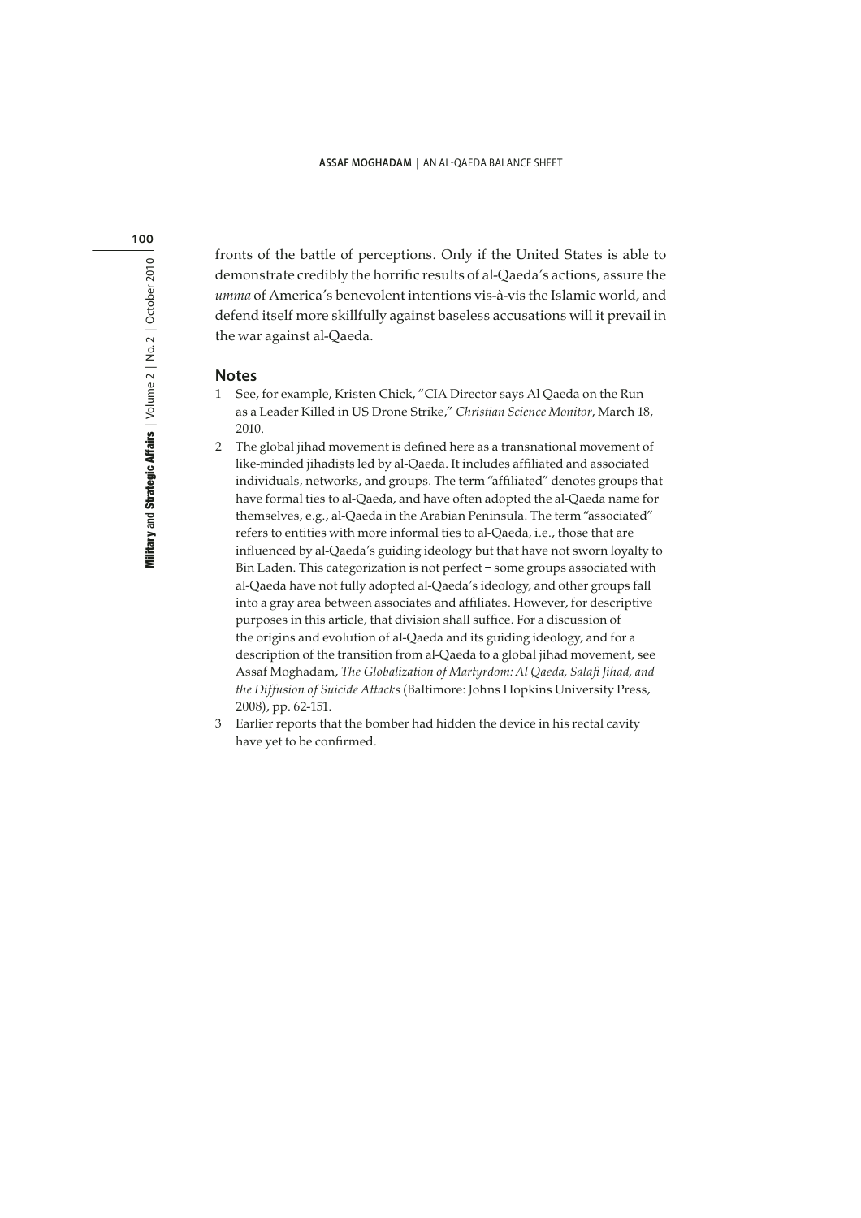fronts of the battle of perceptions. Only if the United States is able to demonstrate credibly the horrific results of al-Qaeda's actions, assure the *umma* of America's benevolent intentions vis-à-vis the Islamic world, and defend itself more skillfully against baseless accusations will it prevail in the war against al-Qaeda.

## Notes

1. See, for example, Kristen Chick, "CIA Director says Al Qaeda on the Run as a Leader Killed in US Drone Strike," *Christian Science Monitor*, March 18, 2010.
2. The global jihad movement is defined here as a transnational movement of like-minded jihadists led by al-Qaeda. It includes affiliated and associated individuals, networks, and groups. The term "affiliated" denotes groups that have formal ties to al-Qaeda, and have often adopted the al-Qaeda name for themselves, e.g., al-Qaeda in the Arabian Peninsula. The term "associated" refers to entities with more informal ties to al-Qaeda, i.e., those that are influenced by al-Qaeda's guiding ideology but that have not sworn loyalty to Bin Laden. This categorization is not perfect – some groups associated with al-Qaeda have not fully adopted al-Qaeda's ideology, and other groups fall into a gray area between associates and affiliates. However, for descriptive purposes in this article, that division shall suffice. For a discussion of the origins and evolution of al-Qaeda and its guiding ideology, and for a description of the transition from al-Qaeda to a global jihad movement, see Assaf Moghadam, *The Globalization of Martyrdom: Al Qaeda, Salafi Jihad, and the Diffusion of Suicide Attacks* (Baltimore: Johns Hopkins University Press, 2008), pp. 62-151.
3. Earlier reports that the bomber had hidden the device in his rectal cavity have yet to be confirmed.